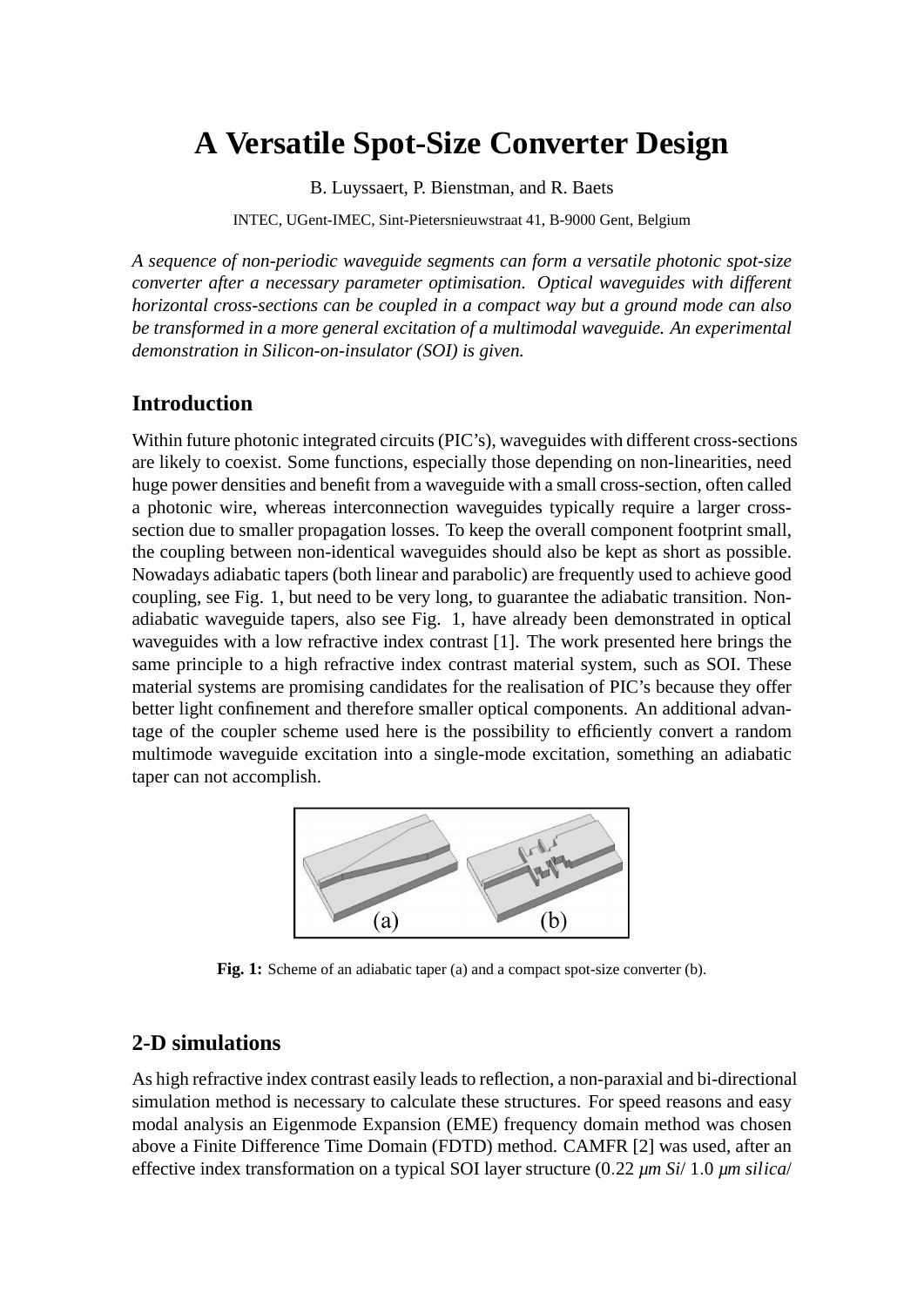# A Versatile Spot-Size Converter Design

B. Luyssaert, P. Bienstman, and R. Baets

INTEC, UGent-IMEC, Sint-Pietersnieuwstraat 41, B-9000 Gent, Belgium

*A sequence of non-periodic waveguide segments can form a versatile photonic spot-size converter after a necessary parameter optimisation. Optical waveguides with different horizontal cross-sections can be coupled in a compact way but a ground mode can also be transformed in a more general excitation of a multimodal waveguide. An experimental demonstration in Silicon-on-insulator (SOI) is given.*

## Introduction

Within future photonic integrated circuits (PIC's), waveguides with different cross-sections are likely to coexist. Some functions, especially those depending on non-linearities, need huge power densities and benefit from a waveguide with a small cross-section, often called a photonic wire, whereas interconnection waveguides typically require a larger cross-section due to smaller propagation losses. To keep the overall component footprint small, the coupling between non-identical waveguides should also be kept as short as possible. Nowadays adiabatic tapers (both linear and parabolic) are frequently used to achieve good coupling, see Fig. 1, but need to be very long, to guarantee the adiabatic transition. Non-adiabatic waveguide tapers, also see Fig. 1, have already been demonstrated in optical waveguides with a low refractive index contrast [1]. The work presented here brings the same principle to a high refractive index contrast material system, such as SOI. These material systems are promising candidates for the realisation of PIC's because they offer better light confinement and therefore smaller optical components. An additional advantage of the coupler scheme used here is the possibility to efficiently convert a random multimode waveguide excitation into a single-mode excitation, something an adiabatic taper can not accomplish.

(a) (b)

**Fig. 1:** Scheme of an adiabatic taper (a) and a compact spot-size converter (b).

## 2-D simulations

As high refractive index contrast easily leads to reflection, a non-paraxial and bi-directional simulation method is necessary to calculate these structures. For speed reasons and easy modal analysis an Eigenmode Expansion (EME) frequency domain method was chosen above a Finite Difference Time Domain (FDTD) method. CAMFR [2] was used, after an effective index transformation on a typical SOI layer structure (0.22 *μm Si*/ 1.0 *μm silica*/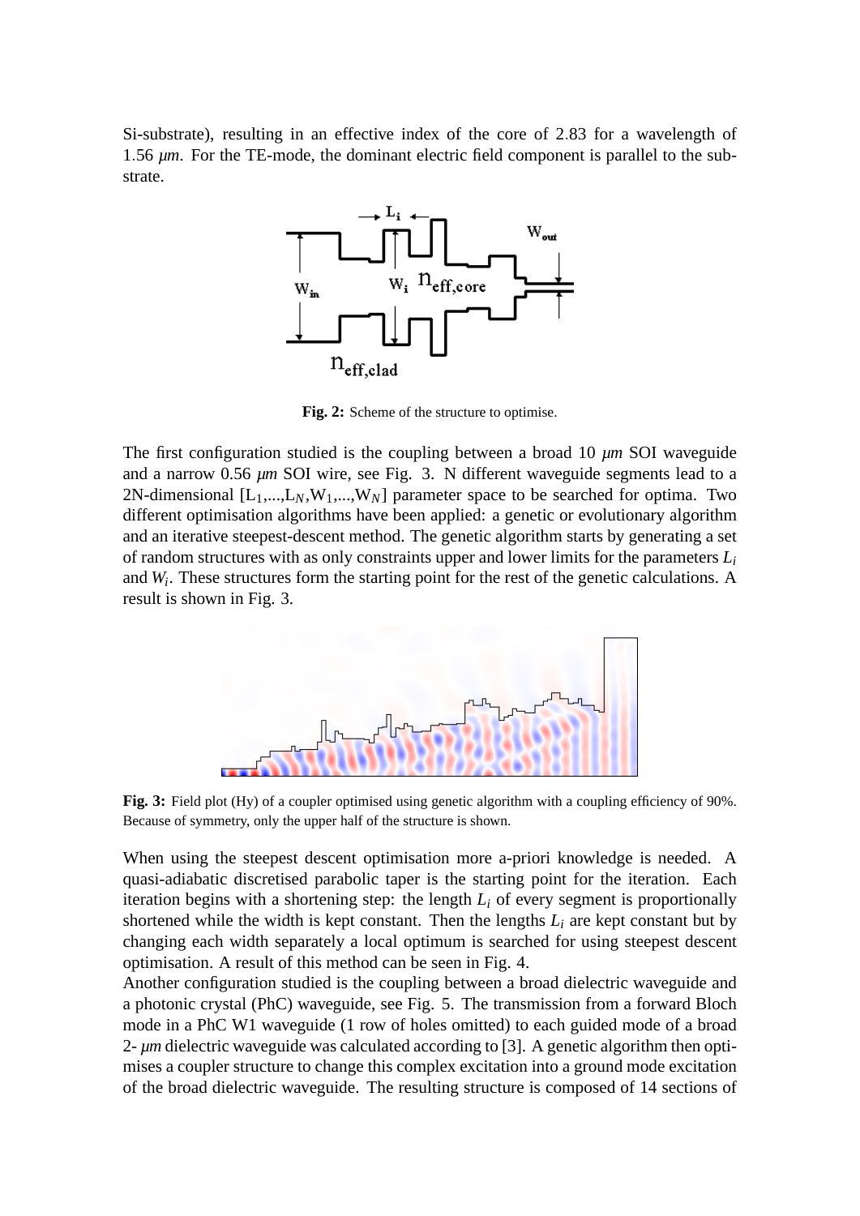Si-substrate), resulting in an effective index of the core of 2.83 for a wavelength of 1.56 $\mu m$. For the TE-mode, the dominant electric field component is parallel to the substrate.

**Fig. 2:** Scheme of the structure to optimise.

The first configuration studied is the coupling between a broad 10 $\mu m$ SOI waveguide and a narrow 0.56 $\mu m$ SOI wire, see Fig. 3. N different waveguide segments lead to a 2N-dimensional [$L_1$,...,$L_N$,$W_1$,...,$W_N$] parameter space to be searched for optima. Two different optimisation algorithms have been applied: a genetic or evolutionary algorithm and an iterative steepest-descent method. The genetic algorithm starts by generating a set of random structures with as only constraints upper and lower limits for the parameters $L_i$ and $W_i$. These structures form the starting point for the rest of the genetic calculations. A result is shown in Fig. 3.

**Fig. 3:** Field plot (Hy) of a coupler optimised using genetic algorithm with a coupling efficiency of 90%. Because of symmetry, only the upper half of the structure is shown.

When using the steepest descent optimisation more a-priori knowledge is needed. A quasi-adiabatic discretised parabolic taper is the starting point for the iteration. Each iteration begins with a shortening step: the length $L_i$ of every segment is proportionally shortened while the width is kept constant. Then the lengths $L_i$ are kept constant but by changing each width separately a local optimum is searched for using steepest descent optimisation. A result of this method can be seen in Fig. 4.

Another configuration studied is the coupling between a broad dielectric waveguide and a photonic crystal (PhC) waveguide, see Fig. 5. The transmission from a forward Bloch mode in a PhC W1 waveguide (1 row of holes omitted) to each guided mode of a broad 2- $\mu m$ dielectric waveguide was calculated according to [3]. A genetic algorithm then optimises a coupler structure to change this complex excitation into a ground mode excitation of the broad dielectric waveguide. The resulting structure is composed of 14 sections of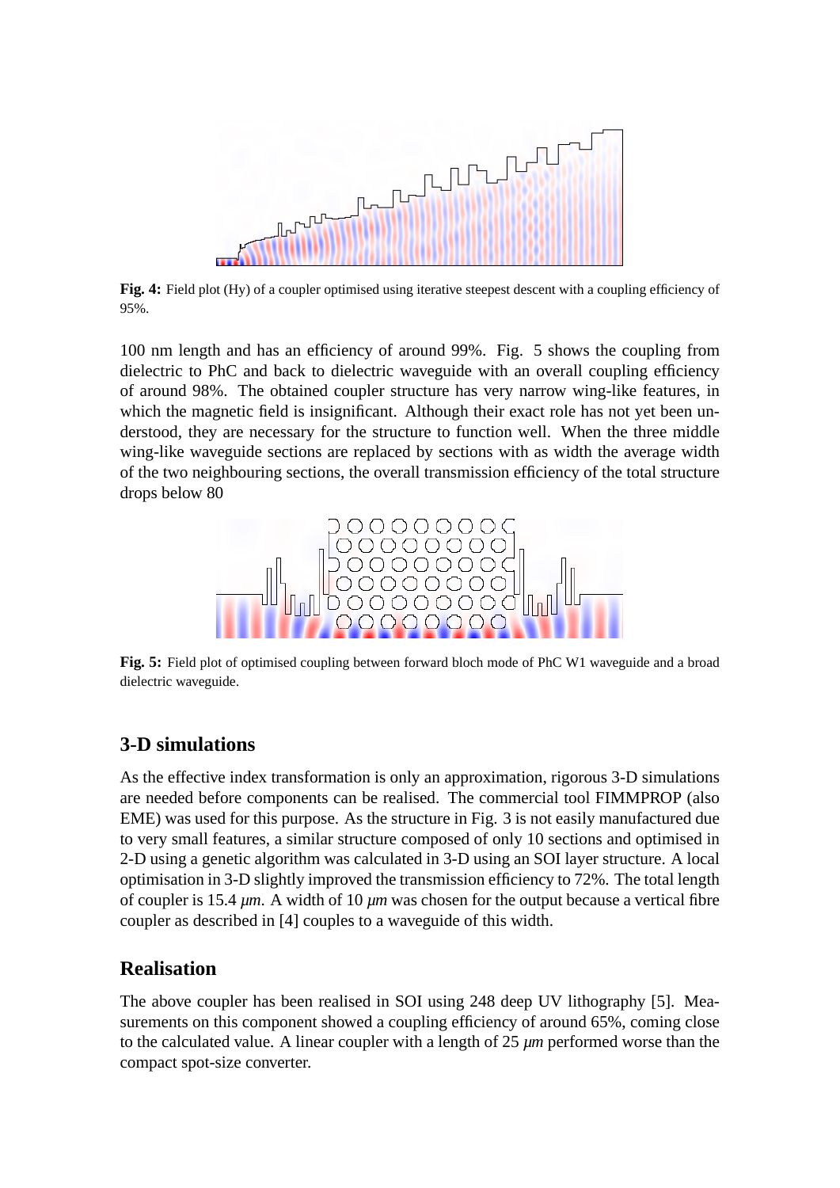**Fig. 4:** Field plot (Hy) of a coupler optimised using iterative steepest descent with a coupling efficiency of 95%.

100 nm length and has an efficiency of around 99%. Fig. 5 shows the coupling from dielectric to PhC and back to dielectric waveguide with an overall coupling efficiency of around 98%. The obtained coupler structure has very narrow wing-like features, in which the magnetic field is insignificant. Although their exact role has not yet been understood, they are necessary for the structure to function well. When the three middle wing-like waveguide sections are replaced by sections with as width the average width of the two neighbouring sections, the overall transmission efficiency of the total structure drops below 80

**Fig. 5:** Field plot of optimised coupling between forward bloch mode of PhC W1 waveguide and a broad dielectric waveguide.

## 3-D simulations

As the effective index transformation is only an approximation, rigorous 3-D simulations are needed before components can be realised. The commercial tool FIMMPROP (also EME) was used for this purpose. As the structure in Fig. 3 is not easily manufactured due to very small features, a similar structure composed of only 10 sections and optimised in 2-D using a genetic algorithm was calculated in 3-D using an SOI layer structure. A local optimisation in 3-D slightly improved the transmission efficiency to 72%. The total length of coupler is 15.4 *μm*. A width of 10 *μm* was chosen for the output because a vertical fibre coupler as described in [4] couples to a waveguide of this width.

## Realisation

The above coupler has been realised in SOI using 248 deep UV lithography [5]. Measurements on this component showed a coupling efficiency of around 65%, coming close to the calculated value. A linear coupler with a length of 25 *μm* performed worse than the compact spot-size converter.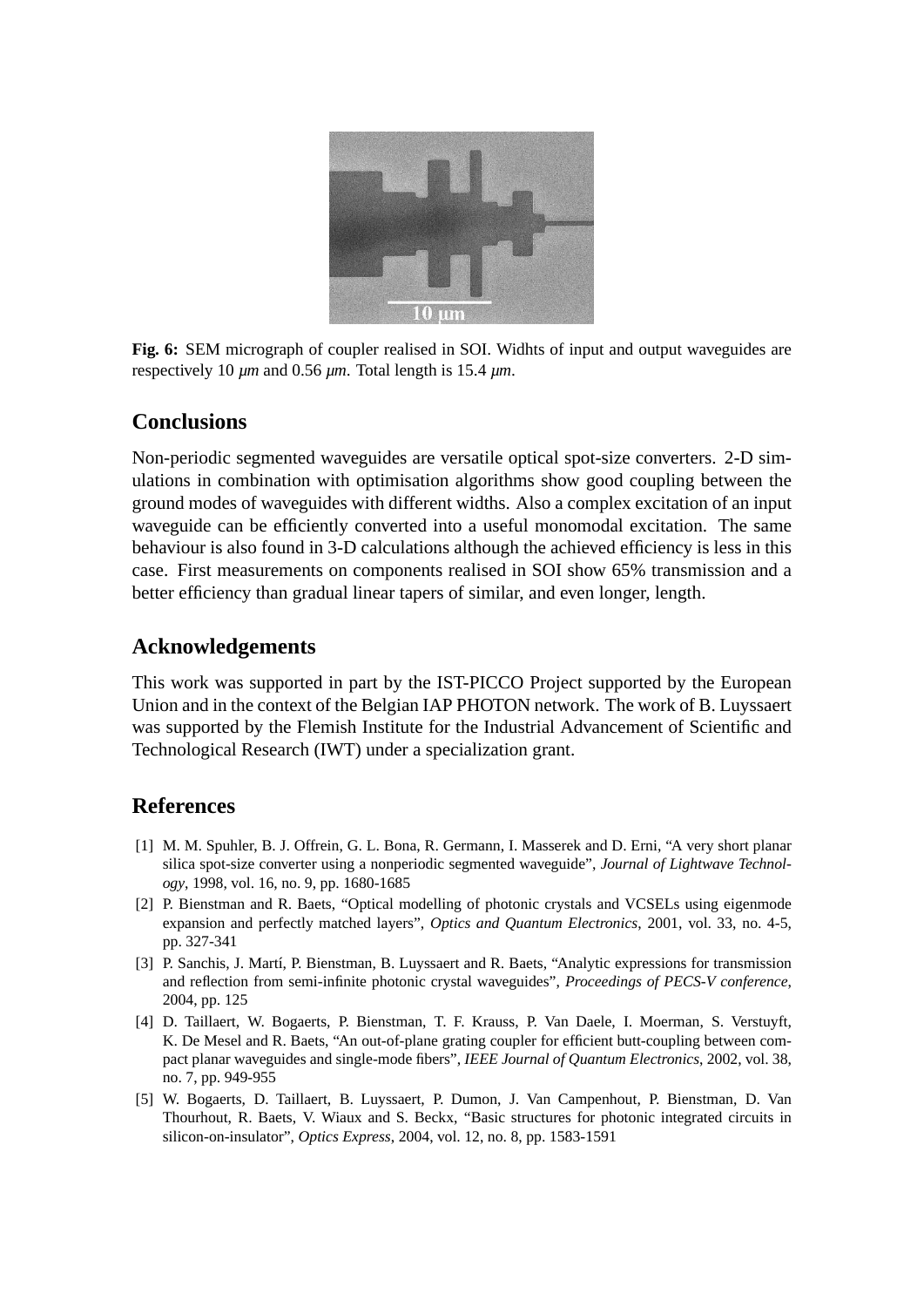**Fig. 6:** SEM micrograph of coupler realised in SOI. Widhts of input and output waveguides are respectively 10 *μm* and 0.56 *μm*. Total length is 15.4 *μm*.

## Conclusions

Non-periodic segmented waveguides are versatile optical spot-size converters. 2-D simulations in combination with optimisation algorithms show good coupling between the ground modes of waveguides with different widths. Also a complex excitation of an input waveguide can be efficiently converted into a useful monomodal excitation. The same behaviour is also found in 3-D calculations although the achieved efficiency is less in this case. First measurements on components realised in SOI show 65% transmission and a better efficiency than gradual linear tapers of similar, and even longer, length.

## Acknowledgements

This work was supported in part by the IST-PICCO Project supported by the European Union and in the context of the Belgian IAP PHOTON network. The work of B. Luyssaert was supported by the Flemish Institute for the Industrial Advancement of Scientific and Technological Research (IWT) under a specialization grant.

## References

[1] M. M. Spuhler, B. J. Offrein, G. L. Bona, R. Germann, I. Masserek and D. Erni, "A very short planar silica spot-size converter using a nonperiodic segmented waveguide", *Journal of Lightwave Technology*, 1998, vol. 16, no. 9, pp. 1680-1685

[2] P. Bienstman and R. Baets, "Optical modelling of photonic crystals and VCSELs using eigenmode expansion and perfectly matched layers", *Optics and Quantum Electronics*, 2001, vol. 33, no. 4-5, pp. 327-341

[3] P. Sanchis, J. Martí, P. Bienstman, B. Luyssaert and R. Baets, "Analytic expressions for transmission and reflection from semi-infinite photonic crystal waveguides", *Proceedings of PECS-V conference*, 2004, pp. 125

[4] D. Taillaert, W. Bogaerts, P. Bienstman, T. F. Krauss, P. Van Daele, I. Moerman, S. Verstuyft, K. De Mesel and R. Baets, "An out-of-plane grating coupler for efficient butt-coupling between compact planar waveguides and single-mode fibers", *IEEE Journal of Quantum Electronics*, 2002, vol. 38, no. 7, pp. 949-955

[5] W. Bogaerts, D. Taillaert, B. Luyssaert, P. Dumon, J. Van Campenhout, P. Bienstman, D. Van Thourhout, R. Baets, V. Wiaux and S. Beckx, "Basic structures for photonic integrated circuits in silicon-on-insulator", *Optics Express*, 2004, vol. 12, no. 8, pp. 1583-1591